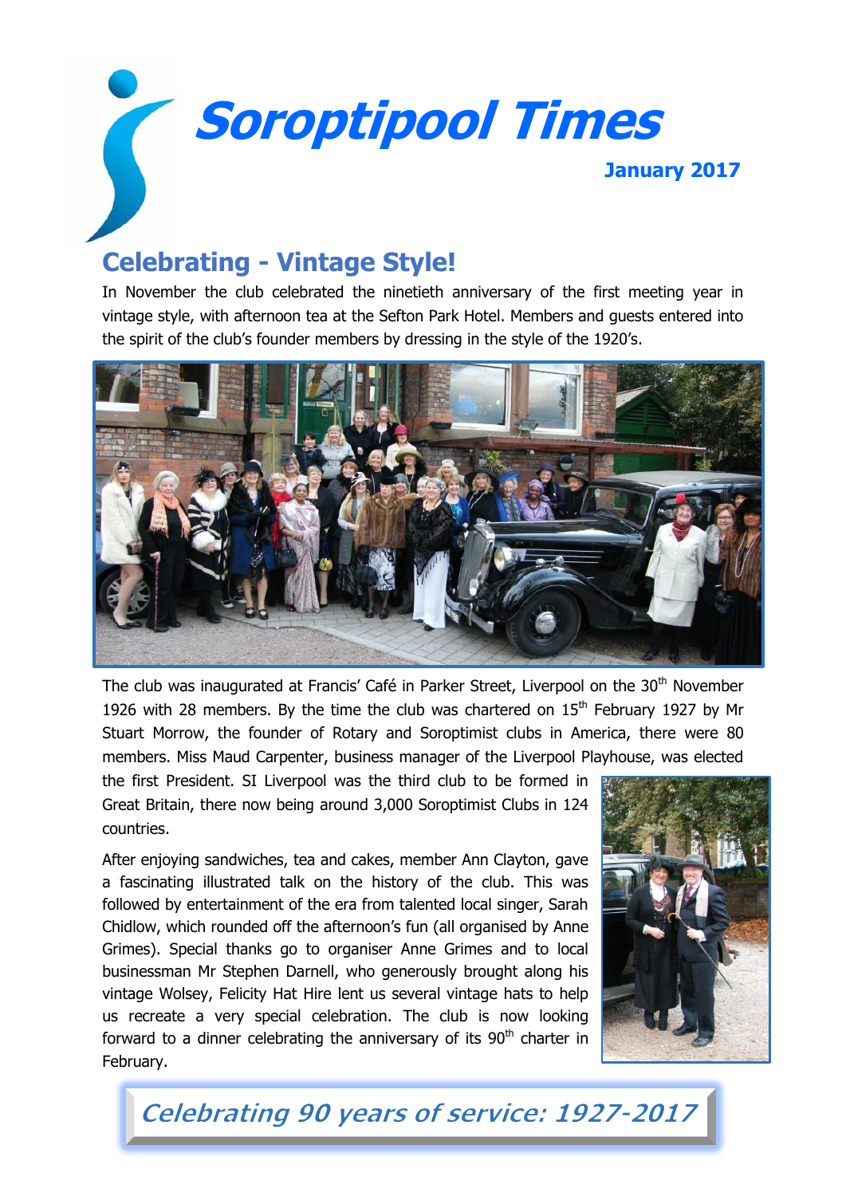# Soroptipool Times

**January 2017**

## Celebrating - Vintage Style!

In November the club celebrated the ninetieth anniversary of the first meeting year in vintage style, with afternoon tea at the Sefton Park Hotel. Members and guests entered into the spirit of the club's founder members by dressing in the style of the 1920's.

The club was inaugurated at Francis' Café in Parker Street, Liverpool on the 30th November 1926 with 28 members. By the time the club was chartered on 15th February 1927 by Mr Stuart Morrow, the founder of Rotary and Soroptimist clubs in America, there were 80 members. Miss Maud Carpenter, business manager of the Liverpool Playhouse, was elected the first President. SI Liverpool was the third club to be formed in Great Britain, there now being around 3,000 Soroptimist Clubs in 124 countries.

After enjoying sandwiches, tea and cakes, member Ann Clayton, gave a fascinating illustrated talk on the history of the club. This was followed by entertainment of the era from talented local singer, Sarah Chidlow, which rounded off the afternoon's fun (all organised by Anne Grimes). Special thanks go to organiser Anne Grimes and to local businessman Mr Stephen Darnell, who generously brought along his vintage Wolsey, Felicity Hat Hire lent us several vintage hats to help us recreate a very special celebration. The club is now looking forward to a dinner celebrating the anniversary of its 90th charter in February.

*Celebrating 90 years of service: 1927-2017*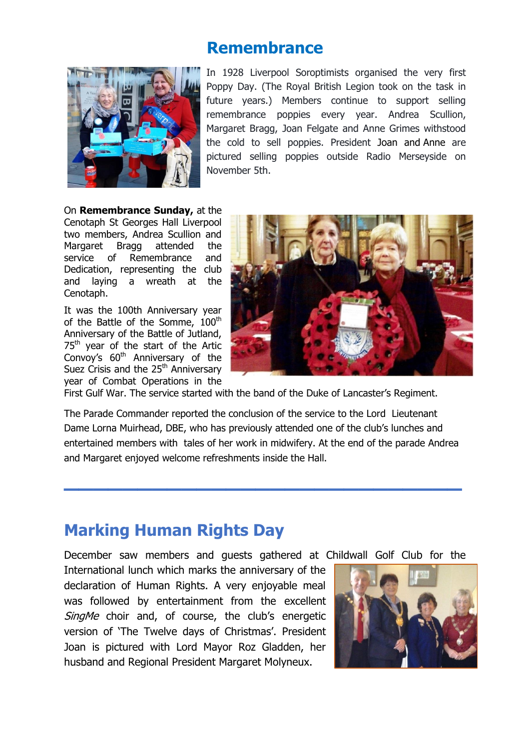# Remembrance

In 1928 Liverpool Soroptimists organised the very first Poppy Day. (The Royal British Legion took on the task in future years.) Members continue to support selling remembrance poppies every year. Andrea Scullion, Margaret Bragg, Joan Felgate and Anne Grimes withstood the cold to sell poppies. President Joan and Anne are pictured selling poppies outside Radio Merseyside on November 5th.

On **Remembrance Sunday,** at the Cenotaph St Georges Hall Liverpool two members, Andrea Scullion and Margaret Bragg attended the service of Remembrance and Dedication, representing the club and laying a wreath at the Cenotaph.

It was the 100th Anniversary year of the Battle of the Somme, 100th Anniversary of the Battle of Jutland, 75th year of the start of the Artic Convoy's 60th Anniversary of the Suez Crisis and the 25th Anniversary year of Combat Operations in the First Gulf War. The service started with the band of the Duke of Lancaster's Regiment.

The Parade Commander reported the conclusion of the service to the Lord Lieutenant Dame Lorna Muirhead, DBE, who has previously attended one of the club's lunches and entertained members with tales of her work in midwifery. At the end of the parade Andrea and Margaret enjoyed welcome refreshments inside the Hall.

---

# Marking Human Rights Day

December saw members and guests gathered at Childwall Golf Club for the International lunch which marks the anniversary of the declaration of Human Rights. A very enjoyable meal was followed by entertainment from the excellent *SingMe* choir and, of course, the club's energetic version of 'The Twelve days of Christmas'. President Joan is pictured with Lord Mayor Roz Gladden, her husband and Regional President Margaret Molyneux.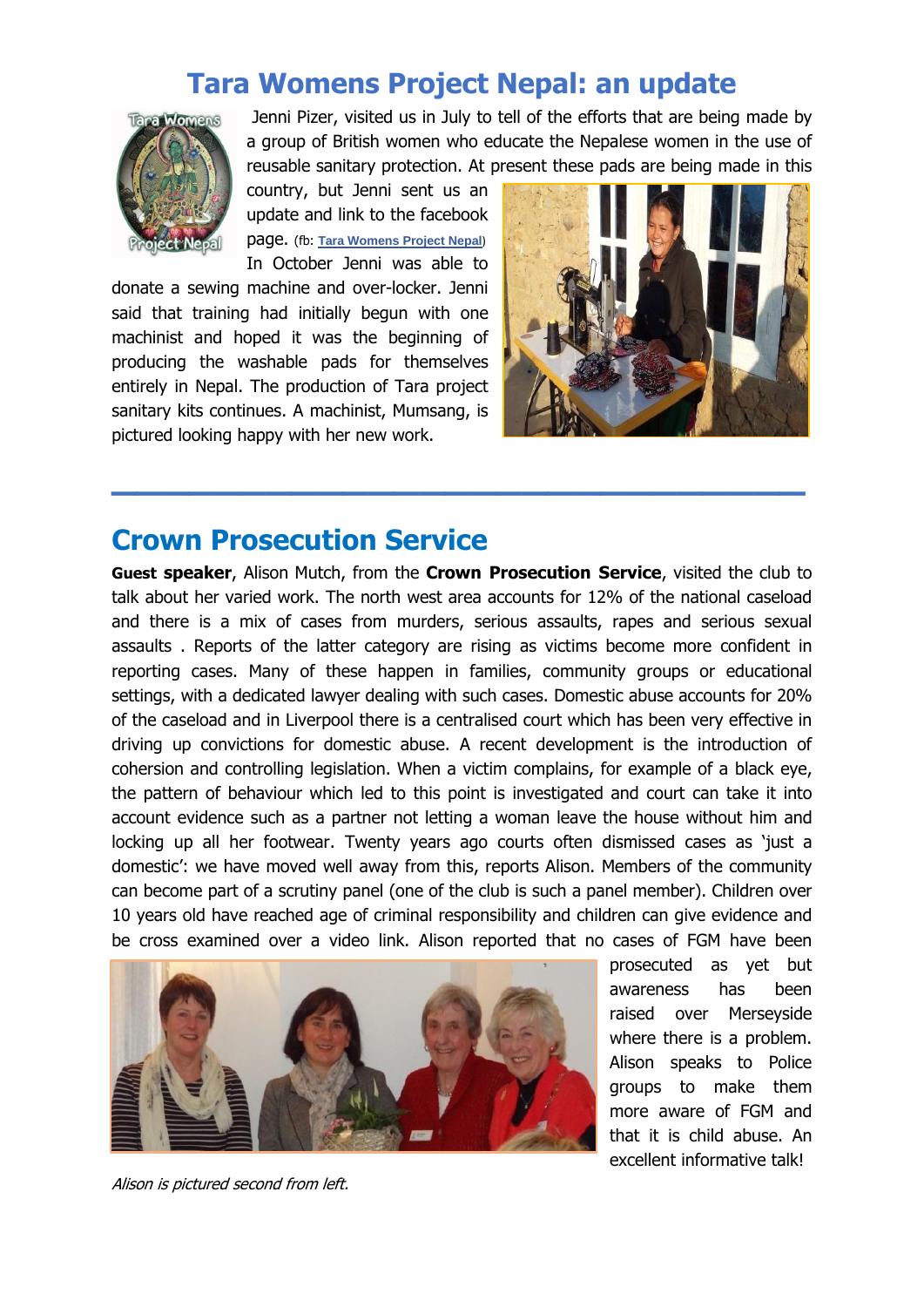# Tara Womens Project Nepal: an update

Jenni Pizer, visited us in July to tell of the efforts that are being made by a group of British women who educate the Nepalese women in the use of reusable sanitary protection. At present these pads are being made in this country, but Jenni sent us an update and link to the facebook page. (fb: Tara Womens Project Nepal) In October Jenni was able to donate a sewing machine and over-locker. Jenni said that training had initially begun with one machinist and hoped it was the beginning of producing the washable pads for themselves entirely in Nepal. The production of Tara project sanitary kits continues. A machinist, Mumsang, is pictured looking happy with her new work.

---

# Crown Prosecution Service

**Guest speaker**, Alison Mutch, from the **Crown Prosecution Service**, visited the club to talk about her varied work. The north west area accounts for 12% of the national caseload and there is a mix of cases from murders, serious assaults, rapes and serious sexual assaults . Reports of the latter category are rising as victims become more confident in reporting cases. Many of these happen in families, community groups or educational settings, with a dedicated lawyer dealing with such cases. Domestic abuse accounts for 20% of the caseload and in Liverpool there is a centralised court which has been very effective in driving up convictions for domestic abuse. A recent development is the introduction of cohersion and controlling legislation. When a victim complains, for example of a black eye, the pattern of behaviour which led to this point is investigated and court can take it into account evidence such as a partner not letting a woman leave the house without him and locking up all her footwear. Twenty years ago courts often dismissed cases as 'just a domestic': we have moved well away from this, reports Alison. Members of the community can become part of a scrutiny panel (one of the club is such a panel member). Children over 10 years old have reached age of criminal responsibility and children can give evidence and be cross examined over a video link. Alison reported that no cases of FGM have been prosecuted as yet but awareness has been raised over Merseyside where there is a problem. Alison speaks to Police groups to make them more aware of FGM and that it is child abuse. An excellent informative talk!

*Alison is pictured second from left.*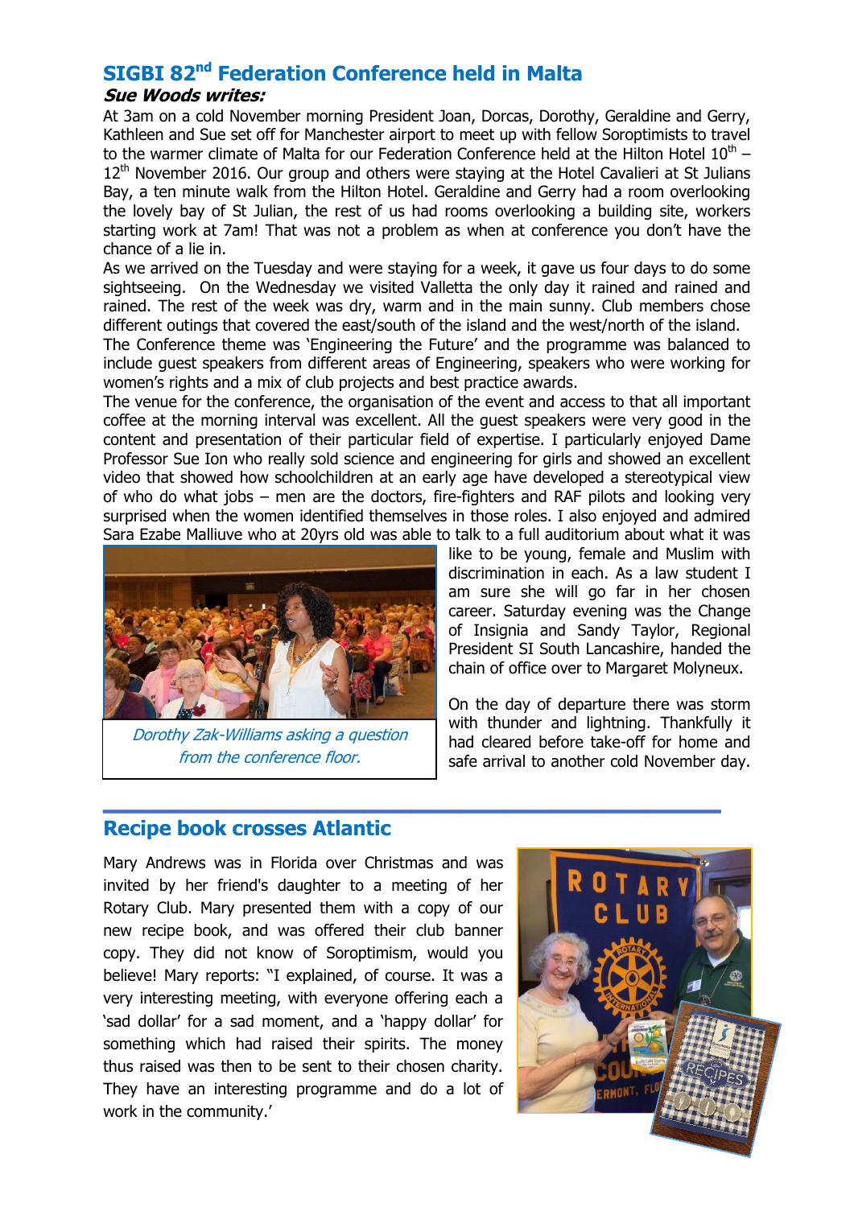## SIGBI 82nd Federation Conference held in Malta

***Sue Woods writes:***

At 3am on a cold November morning President Joan, Dorcas, Dorothy, Geraldine and Gerry, Kathleen and Sue set off for Manchester airport to meet up with fellow Soroptimists to travel to the warmer climate of Malta for our Federation Conference held at the Hilton Hotel 10th – 12th November 2016. Our group and others were staying at the Hotel Cavalieri at St Julians Bay, a ten minute walk from the Hilton Hotel. Geraldine and Gerry had a room overlooking the lovely bay of St Julian, the rest of us had rooms overlooking a building site, workers starting work at 7am! That was not a problem as when at conference you don't have the chance of a lie in.

As we arrived on the Tuesday and were staying for a week, it gave us four days to do some sightseeing. On the Wednesday we visited Valletta the only day it rained and rained and rained. The rest of the week was dry, warm and in the main sunny. Club members chose different outings that covered the east/south of the island and the west/north of the island.

The Conference theme was 'Engineering the Future' and the programme was balanced to include guest speakers from different areas of Engineering, speakers who were working for women's rights and a mix of club projects and best practice awards.

The venue for the conference, the organisation of the event and access to that all important coffee at the morning interval was excellent. All the guest speakers were very good in the content and presentation of their particular field of expertise. I particularly enjoyed Dame Professor Sue Ion who really sold science and engineering for girls and showed an excellent video that showed how schoolchildren at an early age have developed a stereotypical view of who do what jobs – men are the doctors, fire-fighters and RAF pilots and looking very surprised when the women identified themselves in those roles. I also enjoyed and admired Sara Ezabe Malliuve who at 20yrs old was able to talk to a full auditorium about what it was like to be young, female and Muslim with discrimination in each. As a law student I am sure she will go far in her chosen career. Saturday evening was the Change of Insignia and Sandy Taylor, Regional President SI South Lancashire, handed the chain of office over to Margaret Molyneux.

*Dorothy Zak-Williams asking a question from the conference floor.*

On the day of departure there was storm with thunder and lightning. Thankfully it had cleared before take-off for home and safe arrival to another cold November day.

## Recipe book crosses Atlantic

Mary Andrews was in Florida over Christmas and was invited by her friend's daughter to a meeting of her Rotary Club. Mary presented them with a copy of our new recipe book, and was offered their club banner copy. They did not know of Soroptimism, would you believe! Mary reports: "I explained, of course. It was a very interesting meeting, with everyone offering each a 'sad dollar' for a sad moment, and a 'happy dollar' for something which had raised their spirits. The money thus raised was then to be sent to their chosen charity. They have an interesting programme and do a lot of work in the community.'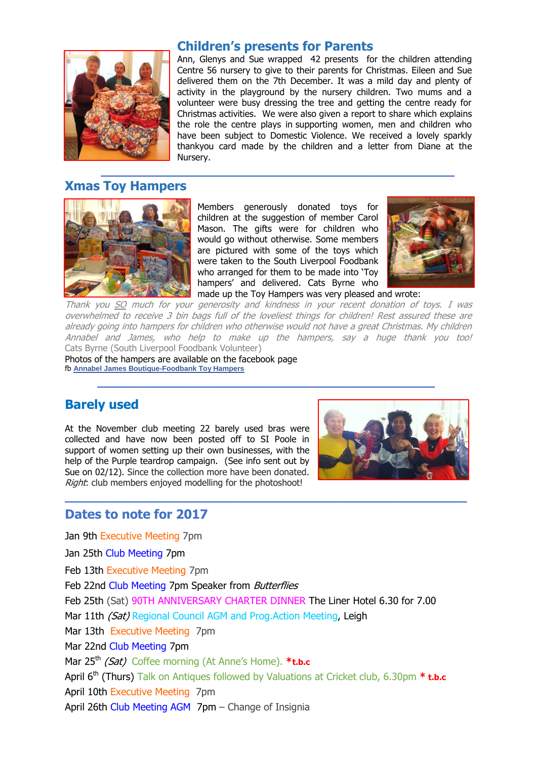## Children's presents for Parents

Ann, Glenys and Sue wrapped 42 presents for the children attending Centre 56 nursery to give to their parents for Christmas. Eileen and Sue delivered them on the 7th December. It was a mild day and plenty of activity in the playground by the nursery children. Two mums and a volunteer were busy dressing the tree and getting the centre ready for Christmas activities. We were also given a report to share which explains the role the centre plays in supporting women, men and children who have been subject to Domestic Violence. We received a lovely sparkly thankyou card made by the children and a letter from Diane at the Nursery.

## Xmas Toy Hampers

Members generously donated toys for children at the suggestion of member Carol Mason. The gifts were for children who would go without otherwise. Some members are pictured with some of the toys which were taken to the South Liverpool Foodbank who arranged for them to be made into 'Toy hampers' and delivered. Cats Byrne who made up the Toy Hampers was very pleased and wrote:

*Thank you SO much for your generosity and kindness in your recent donation of toys. I was overwhelmed to receive 3 bin bags full of the loveliest things for children! Rest assured these are already going into hampers for children who otherwise would not have a great Christmas. My children Annabel and James, who help to make up the hampers, say a huge thank you too!*
Cats Byrne (South Liverpool Foodbank Volunteer)

Photos of the hampers are available on the facebook page
fb **Annabel James Boutique-Foodbank Toy Hampers**

## Barely used

At the November club meeting 22 barely used bras were collected and have now been posted off to SI Poole in support of women setting up their own businesses, with the help of the Purple teardrop campaign. (See info sent out by Sue on 02/12). Since the collection more have been donated. *Right*: club members enjoyed modelling for the photoshoot!

## Dates to note for 2017

Jan 9th Executive Meeting 7pm

Jan 25th Club Meeting 7pm

Feb 13th Executive Meeting 7pm

Feb 22nd Club Meeting 7pm Speaker from *Butterflies*

Feb 25th (Sat) 90TH ANNIVERSARY CHARTER DINNER The Liner Hotel 6.30 for 7.00

Mar 11th *(Sat)* Regional Council AGM and Prog.Action Meeting, Leigh

Mar 13th Executive Meeting 7pm

Mar 22nd Club Meeting 7pm

Mar 25th *(Sat)* Coffee morning (At Anne's Home). ***t.b.c**

April 6th (Thurs) Talk on Antiques followed by Valuations at Cricket club, 6.30pm ***** **t.b.c**

April 10th Executive Meeting 7pm

April 26th Club Meeting AGM 7pm – Change of Insignia